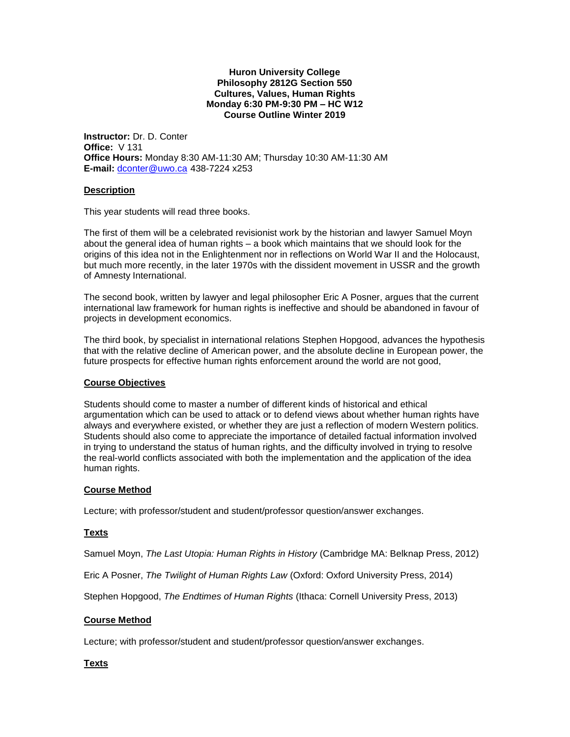**Huron University College**
**Philosophy 2812G Section 550**
**Cultures, Values, Human Rights**
**Monday 6:30 PM-9:30 PM – HC W12**
**Course Outline Winter 2019**

**Instructor:** Dr. D. Conter
**Office:** V 131
**Office Hours:** Monday 8:30 AM-11:30 AM; Thursday 10:30 AM-11:30 AM
**E-mail:** dconter@uwo.ca 438-7224 x253

## Description

This year students will read three books.

The first of them will be a celebrated revisionist work by the historian and lawyer Samuel Moyn about the general idea of human rights – a book which maintains that we should look for the origins of this idea not in the Enlightenment nor in reflections on World War II and the Holocaust, but much more recently, in the later 1970s with the dissident movement in USSR and the growth of Amnesty International.

The second book, written by lawyer and legal philosopher Eric A Posner, argues that the current international law framework for human rights is ineffective and should be abandoned in favour of projects in development economics.

The third book, by specialist in international relations Stephen Hopgood, advances the hypothesis that with the relative decline of American power, and the absolute decline in European power, the future prospects for effective human rights enforcement around the world are not good,

## Course Objectives

Students should come to master a number of different kinds of historical and ethical argumentation which can be used to attack or to defend views about whether human rights have always and everywhere existed, or whether they are just a reflection of modern Western politics. Students should also come to appreciate the importance of detailed factual information involved in trying to understand the status of human rights, and the difficulty involved in trying to resolve the real-world conflicts associated with both the implementation and the application of the idea human rights.

## Course Method

Lecture; with professor/student and student/professor question/answer exchanges.

## Texts

Samuel Moyn, *The Last Utopia: Human Rights in History* (Cambridge MA: Belknap Press, 2012)

Eric A Posner, *The Twilight of Human Rights Law* (Oxford: Oxford University Press, 2014)

Stephen Hopgood, *The Endtimes of Human Rights* (Ithaca: Cornell University Press, 2013)

## Course Method

Lecture; with professor/student and student/professor question/answer exchanges.

## Texts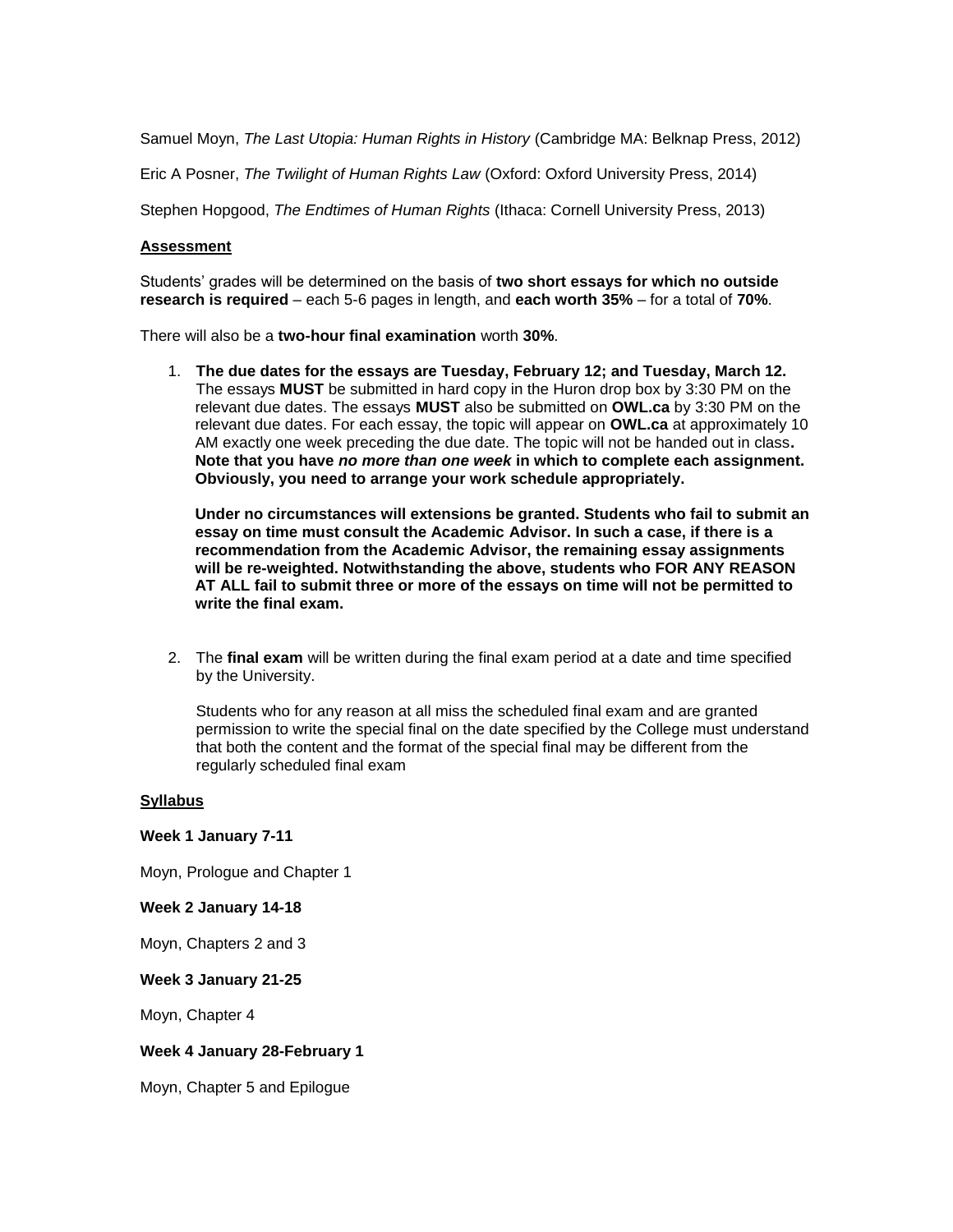Samuel Moyn, *The Last Utopia: Human Rights in History* (Cambridge MA: Belknap Press, 2012)

Eric A Posner, *The Twilight of Human Rights Law* (Oxford: Oxford University Press, 2014)

Stephen Hopgood, *The Endtimes of Human Rights* (Ithaca: Cornell University Press, 2013)

## Assessment

Students' grades will be determined on the basis of **two short essays for which no outside research is required** – each 5-6 pages in length, and **each worth 35%** – for a total of **70%**.

There will also be a **two-hour final examination** worth **30%**.

1. **The due dates for the essays are Tuesday, February 12; and Tuesday, March 12.** The essays **MUST** be submitted in hard copy in the Huron drop box by 3:30 PM on the relevant due dates. The essays **MUST** also be submitted on **OWL.ca** by 3:30 PM on the relevant due dates. For each essay, the topic will appear on **OWL.ca** at approximately 10 AM exactly one week preceding the due date. The topic will not be handed out in class**. Note that you have *no more than one week* in which to complete each assignment. Obviously, you need to arrange your work schedule appropriately.**

   **Under no circumstances will extensions be granted. Students who fail to submit an essay on time must consult the Academic Advisor. In such a case, if there is a recommendation from the Academic Advisor, the remaining essay assignments will be re-weighted. Notwithstanding the above, students who FOR ANY REASON AT ALL fail to submit three or more of the essays on time will not be permitted to write the final exam.**

2. The **final exam** will be written during the final exam period at a date and time specified by the University.

   Students who for any reason at all miss the scheduled final exam and are granted permission to write the special final on the date specified by the College must understand that both the content and the format of the special final may be different from the regularly scheduled final exam

## Syllabus

**Week 1 January 7-11**

Moyn, Prologue and Chapter 1

**Week 2 January 14-18**

Moyn, Chapters 2 and 3

**Week 3 January 21-25**

Moyn, Chapter 4

**Week 4 January 28-February 1**

Moyn, Chapter 5 and Epilogue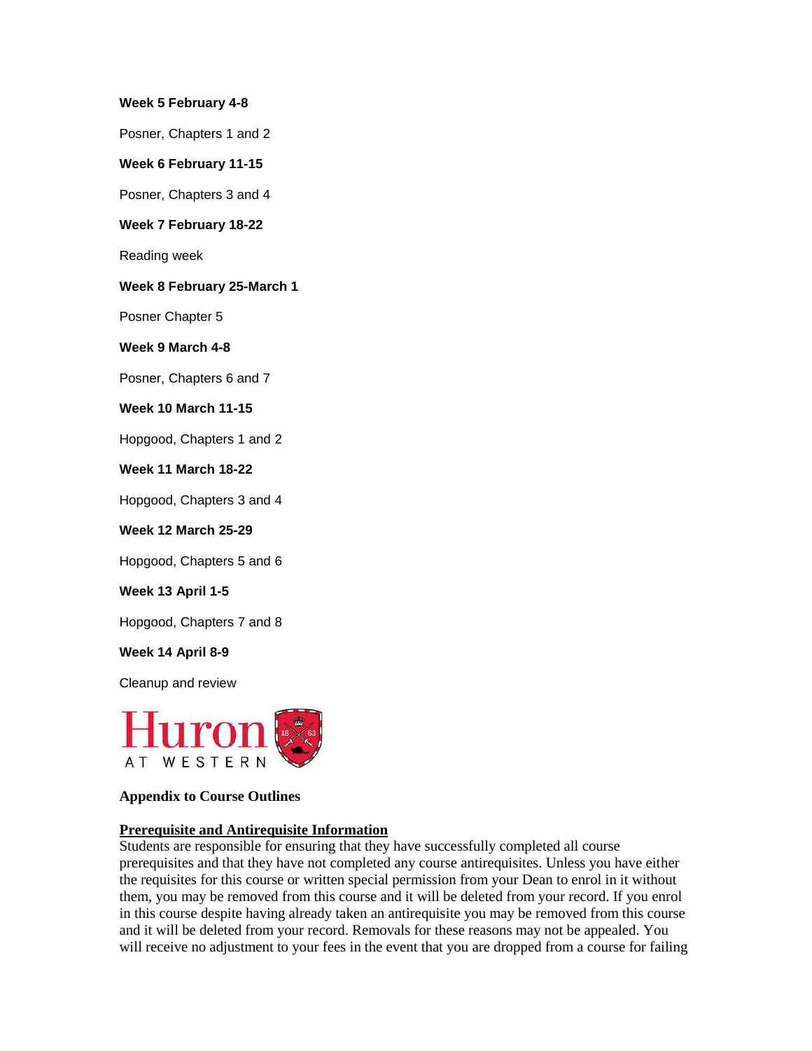**Week 5 February 4-8**

Posner, Chapters 1 and 2

**Week 6 February 11-15**

Posner, Chapters 3 and 4

**Week 7 February 18-22**

Reading week

**Week 8 February 25-March 1**

Posner Chapter 5

**Week 9 March 4-8**

Posner, Chapters 6 and 7

**Week 10 March 11-15**

Hopgood, Chapters 1 and 2

**Week 11 March 18-22**

Hopgood, Chapters 3 and 4

**Week 12 March 25-29**

Hopgood, Chapters 5 and 6

**Week 13 April 1-5**

Hopgood, Chapters 7 and 8

**Week 14 April 8-9**

Cleanup and review

Huron AT WESTERN

**Appendix to Course Outlines**

**Prerequisite and Antirequisite Information**

Students are responsible for ensuring that they have successfully completed all course prerequisites and that they have not completed any course antirequisites. Unless you have either the requisites for this course or written special permission from your Dean to enrol in it without them, you may be removed from this course and it will be deleted from your record. If you enrol in this course despite having already taken an antirequisite you may be removed from this course and it will be deleted from your record. Removals for these reasons may not be appealed. You will receive no adjustment to your fees in the event that you are dropped from a course for failing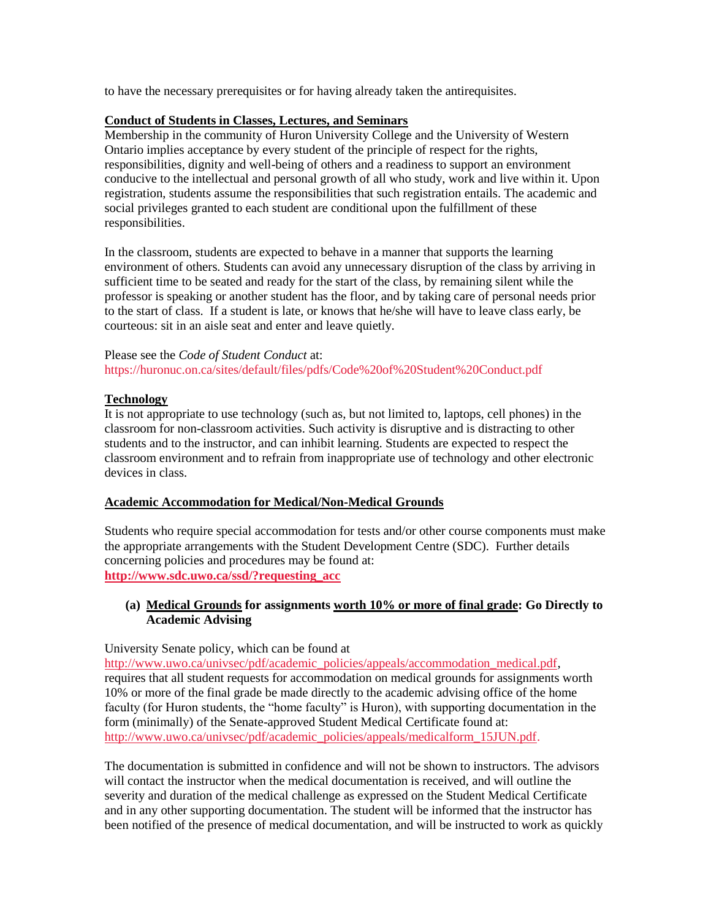to have the necessary prerequisites or for having already taken the antirequisites.

**Conduct of Students in Classes, Lectures, and Seminars**

Membership in the community of Huron University College and the University of Western Ontario implies acceptance by every student of the principle of respect for the rights, responsibilities, dignity and well-being of others and a readiness to support an environment conducive to the intellectual and personal growth of all who study, work and live within it. Upon registration, students assume the responsibilities that such registration entails. The academic and social privileges granted to each student are conditional upon the fulfillment of these responsibilities.

In the classroom, students are expected to behave in a manner that supports the learning environment of others. Students can avoid any unnecessary disruption of the class by arriving in sufficient time to be seated and ready for the start of the class, by remaining silent while the professor is speaking or another student has the floor, and by taking care of personal needs prior to the start of class. If a student is late, or knows that he/she will have to leave class early, be courteous: sit in an aisle seat and enter and leave quietly.

Please see the *Code of Student Conduct* at:
https://huronuc.on.ca/sites/default/files/pdfs/Code%20of%20Student%20Conduct.pdf

**Technology**

It is not appropriate to use technology (such as, but not limited to, laptops, cell phones) in the classroom for non-classroom activities. Such activity is disruptive and is distracting to other students and to the instructor, and can inhibit learning. Students are expected to respect the classroom environment and to refrain from inappropriate use of technology and other electronic devices in class.

**Academic Accommodation for Medical/Non-Medical Grounds**

Students who require special accommodation for tests and/or other course components must make the appropriate arrangements with the Student Development Centre (SDC). Further details concerning policies and procedures may be found at:
**http://www.sdc.uwo.ca/ssd/?requesting_acc**

**(a) Medical Grounds for assignments worth 10% or more of final grade: Go Directly to Academic Advising**

University Senate policy, which can be found at
http://www.uwo.ca/univsec/pdf/academic_policies/appeals/accommodation_medical.pdf, requires that all student requests for accommodation on medical grounds for assignments worth 10% or more of the final grade be made directly to the academic advising office of the home faculty (for Huron students, the "home faculty" is Huron), with supporting documentation in the form (minimally) of the Senate-approved Student Medical Certificate found at:
http://www.uwo.ca/univsec/pdf/academic_policies/appeals/medicalform_15JUN.pdf.

The documentation is submitted in confidence and will not be shown to instructors. The advisors will contact the instructor when the medical documentation is received, and will outline the severity and duration of the medical challenge as expressed on the Student Medical Certificate and in any other supporting documentation. The student will be informed that the instructor has been notified of the presence of medical documentation, and will be instructed to work as quickly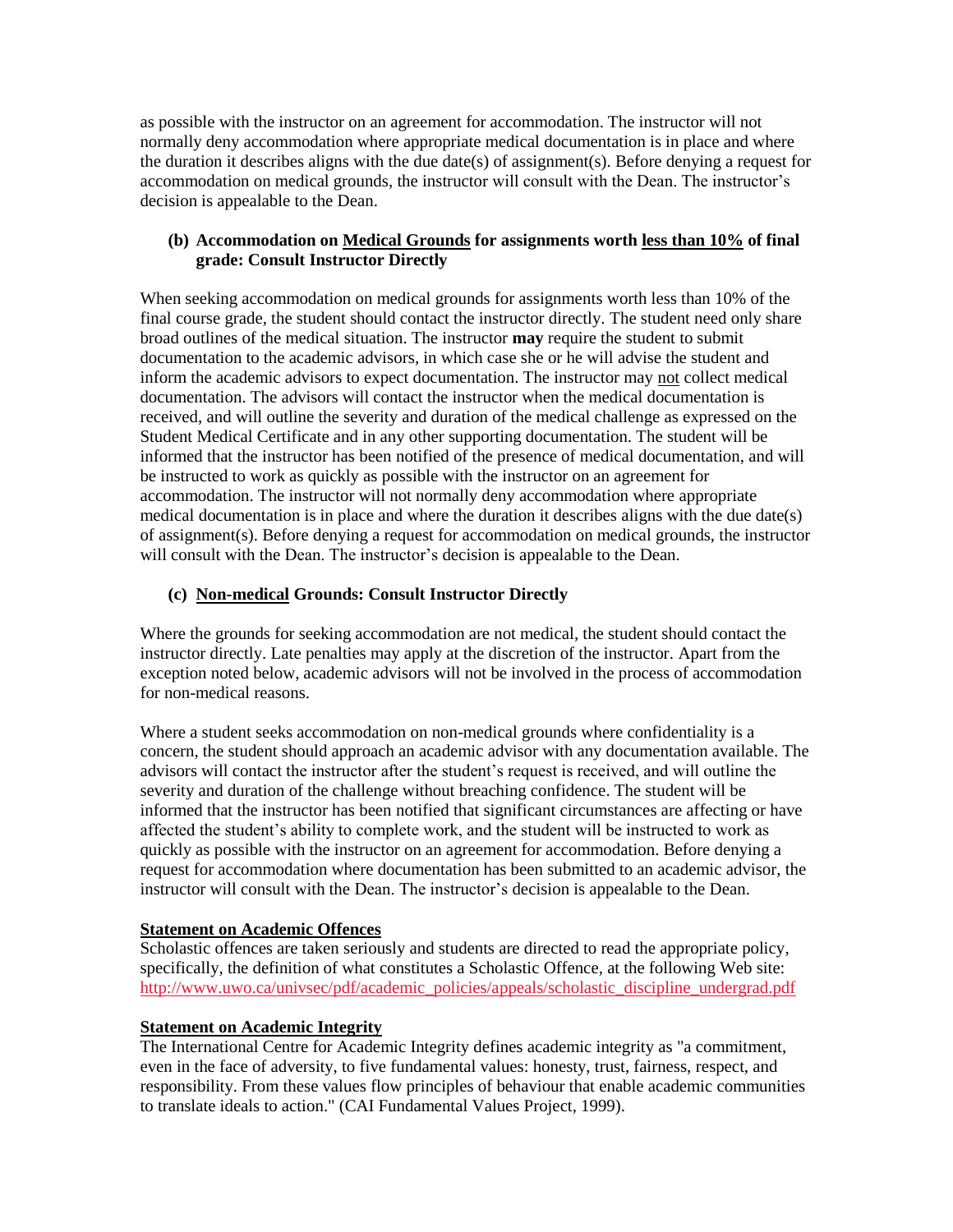as possible with the instructor on an agreement for accommodation. The instructor will not normally deny accommodation where appropriate medical documentation is in place and where the duration it describes aligns with the due date(s) of assignment(s). Before denying a request for accommodation on medical grounds, the instructor will consult with the Dean. The instructor's decision is appealable to the Dean.

**(b) Accommodation on <u>Medical Grounds</u> for assignments worth <u>less than 10%</u> of final grade: Consult Instructor Directly**

When seeking accommodation on medical grounds for assignments worth less than 10% of the final course grade, the student should contact the instructor directly. The student need only share broad outlines of the medical situation. The instructor **may** require the student to submit documentation to the academic advisors, in which case she or he will advise the student and inform the academic advisors to expect documentation. The instructor may <u>not</u> collect medical documentation. The advisors will contact the instructor when the medical documentation is received, and will outline the severity and duration of the medical challenge as expressed on the Student Medical Certificate and in any other supporting documentation. The student will be informed that the instructor has been notified of the presence of medical documentation, and will be instructed to work as quickly as possible with the instructor on an agreement for accommodation. The instructor will not normally deny accommodation where appropriate medical documentation is in place and where the duration it describes aligns with the due date(s) of assignment(s). Before denying a request for accommodation on medical grounds, the instructor will consult with the Dean. The instructor's decision is appealable to the Dean.

**(c) <u>Non-medical</u> Grounds: Consult Instructor Directly**

Where the grounds for seeking accommodation are not medical, the student should contact the instructor directly. Late penalties may apply at the discretion of the instructor. Apart from the exception noted below, academic advisors will not be involved in the process of accommodation for non-medical reasons.

Where a student seeks accommodation on non-medical grounds where confidentiality is a concern, the student should approach an academic advisor with any documentation available. The advisors will contact the instructor after the student's request is received, and will outline the severity and duration of the challenge without breaching confidence. The student will be informed that the instructor has been notified that significant circumstances are affecting or have affected the student's ability to complete work, and the student will be instructed to work as quickly as possible with the instructor on an agreement for accommodation. Before denying a request for accommodation where documentation has been submitted to an academic advisor, the instructor will consult with the Dean. The instructor's decision is appealable to the Dean.

**<u>Statement on Academic Offences</u>**

Scholastic offences are taken seriously and students are directed to read the appropriate policy, specifically, the definition of what constitutes a Scholastic Offence, at the following Web site: http://www.uwo.ca/univsec/pdf/academic_policies/appeals/scholastic_discipline_undergrad.pdf

**<u>Statement on Academic Integrity</u>**

The International Centre for Academic Integrity defines academic integrity as "a commitment, even in the face of adversity, to five fundamental values: honesty, trust, fairness, respect, and responsibility. From these values flow principles of behaviour that enable academic communities to translate ideals to action." (CAI Fundamental Values Project, 1999).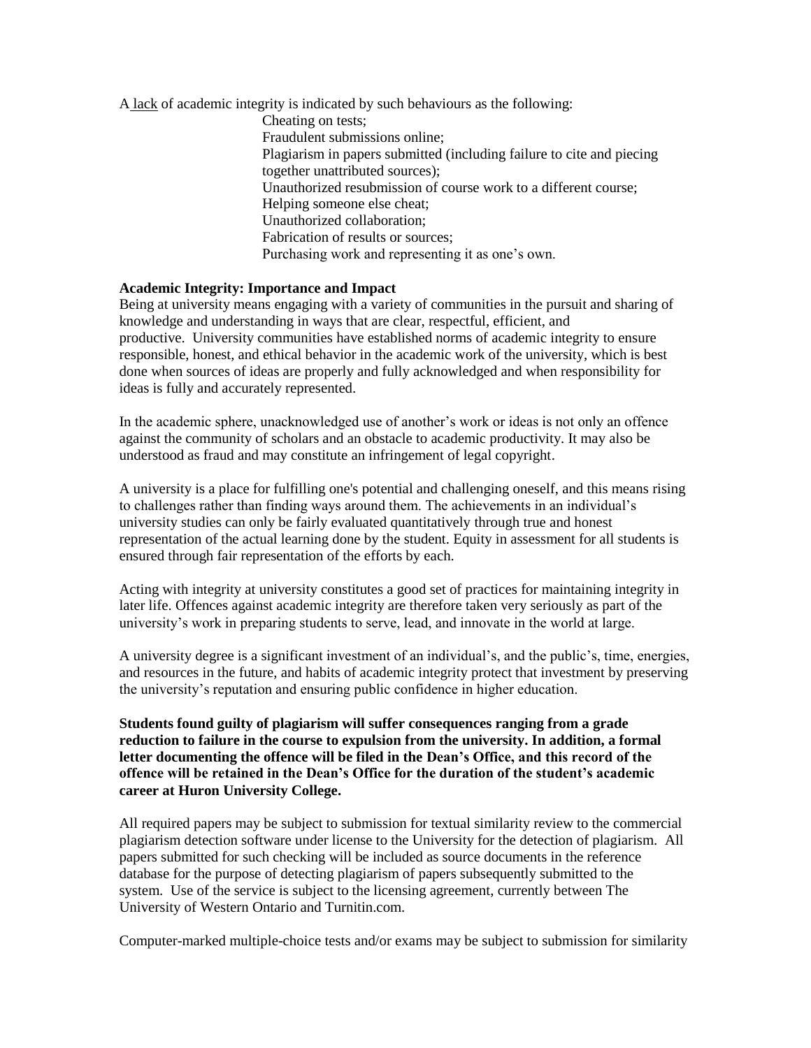A lack of academic integrity is indicated by such behaviours as the following:

- Cheating on tests;
- Fraudulent submissions online;
- Plagiarism in papers submitted (including failure to cite and piecing together unattributed sources);
- Unauthorized resubmission of course work to a different course;
- Helping someone else cheat;
- Unauthorized collaboration;
- Fabrication of results or sources;
- Purchasing work and representing it as one's own.

**Academic Integrity: Importance and Impact**

Being at university means engaging with a variety of communities in the pursuit and sharing of knowledge and understanding in ways that are clear, respectful, efficient, and productive. University communities have established norms of academic integrity to ensure responsible, honest, and ethical behavior in the academic work of the university, which is best done when sources of ideas are properly and fully acknowledged and when responsibility for ideas is fully and accurately represented.

In the academic sphere, unacknowledged use of another's work or ideas is not only an offence against the community of scholars and an obstacle to academic productivity. It may also be understood as fraud and may constitute an infringement of legal copyright.

A university is a place for fulfilling one's potential and challenging oneself, and this means rising to challenges rather than finding ways around them. The achievements in an individual's university studies can only be fairly evaluated quantitatively through true and honest representation of the actual learning done by the student. Equity in assessment for all students is ensured through fair representation of the efforts by each.

Acting with integrity at university constitutes a good set of practices for maintaining integrity in later life. Offences against academic integrity are therefore taken very seriously as part of the university's work in preparing students to serve, lead, and innovate in the world at large.

A university degree is a significant investment of an individual's, and the public's, time, energies, and resources in the future, and habits of academic integrity protect that investment by preserving the university's reputation and ensuring public confidence in higher education.

**Students found guilty of plagiarism will suffer consequences ranging from a grade reduction to failure in the course to expulsion from the university. In addition, a formal letter documenting the offence will be filed in the Dean's Office, and this record of the offence will be retained in the Dean's Office for the duration of the student's academic career at Huron University College.**

All required papers may be subject to submission for textual similarity review to the commercial plagiarism detection software under license to the University for the detection of plagiarism. All papers submitted for such checking will be included as source documents in the reference database for the purpose of detecting plagiarism of papers subsequently submitted to the system. Use of the service is subject to the licensing agreement, currently between The University of Western Ontario and Turnitin.com.

Computer-marked multiple-choice tests and/or exams may be subject to submission for similarity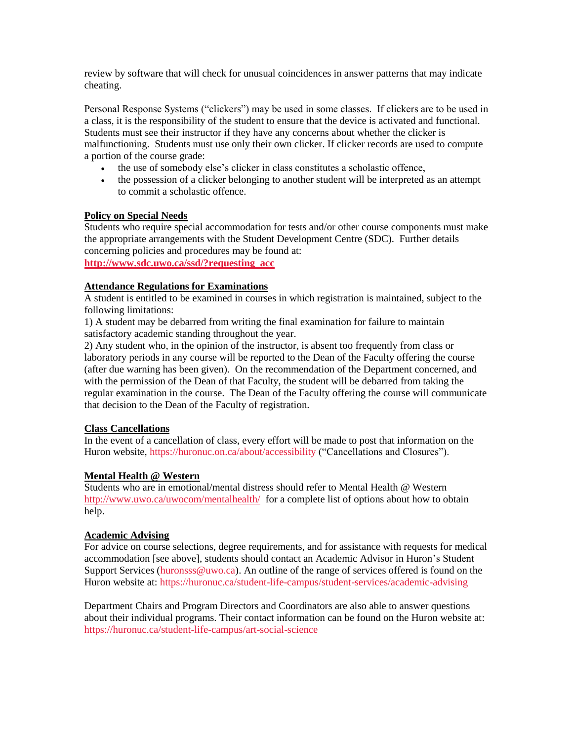review by software that will check for unusual coincidences in answer patterns that may indicate cheating.

Personal Response Systems ("clickers") may be used in some classes. If clickers are to be used in a class, it is the responsibility of the student to ensure that the device is activated and functional. Students must see their instructor if they have any concerns about whether the clicker is malfunctioning. Students must use only their own clicker. If clicker records are used to compute a portion of the course grade:

- the use of somebody else's clicker in class constitutes a scholastic offence,
- the possession of a clicker belonging to another student will be interpreted as an attempt to commit a scholastic offence.

**Policy on Special Needs**

Students who require special accommodation for tests and/or other course components must make the appropriate arrangements with the Student Development Centre (SDC). Further details concerning policies and procedures may be found at:
**http://www.sdc.uwo.ca/ssd/?requesting_acc**

**Attendance Regulations for Examinations**

A student is entitled to be examined in courses in which registration is maintained, subject to the following limitations:

1) A student may be debarred from writing the final examination for failure to maintain satisfactory academic standing throughout the year.

2) Any student who, in the opinion of the instructor, is absent too frequently from class or laboratory periods in any course will be reported to the Dean of the Faculty offering the course (after due warning has been given). On the recommendation of the Department concerned, and with the permission of the Dean of that Faculty, the student will be debarred from taking the regular examination in the course. The Dean of the Faculty offering the course will communicate that decision to the Dean of the Faculty of registration.

**Class Cancellations**

In the event of a cancellation of class, every effort will be made to post that information on the Huron website, https://huronuc.on.ca/about/accessibility ("Cancellations and Closures").

**Mental Health @ Western**

Students who are in emotional/mental distress should refer to Mental Health @ Western http://www.uwo.ca/uwocom/mentalhealth/ for a complete list of options about how to obtain help.

**Academic Advising**

For advice on course selections, degree requirements, and for assistance with requests for medical accommodation [see above], students should contact an Academic Advisor in Huron's Student Support Services (huronsss@uwo.ca). An outline of the range of services offered is found on the Huron website at: https://huronuc.ca/student-life-campus/student-services/academic-advising

Department Chairs and Program Directors and Coordinators are also able to answer questions about their individual programs. Their contact information can be found on the Huron website at: https://huronuc.ca/student-life-campus/art-social-science